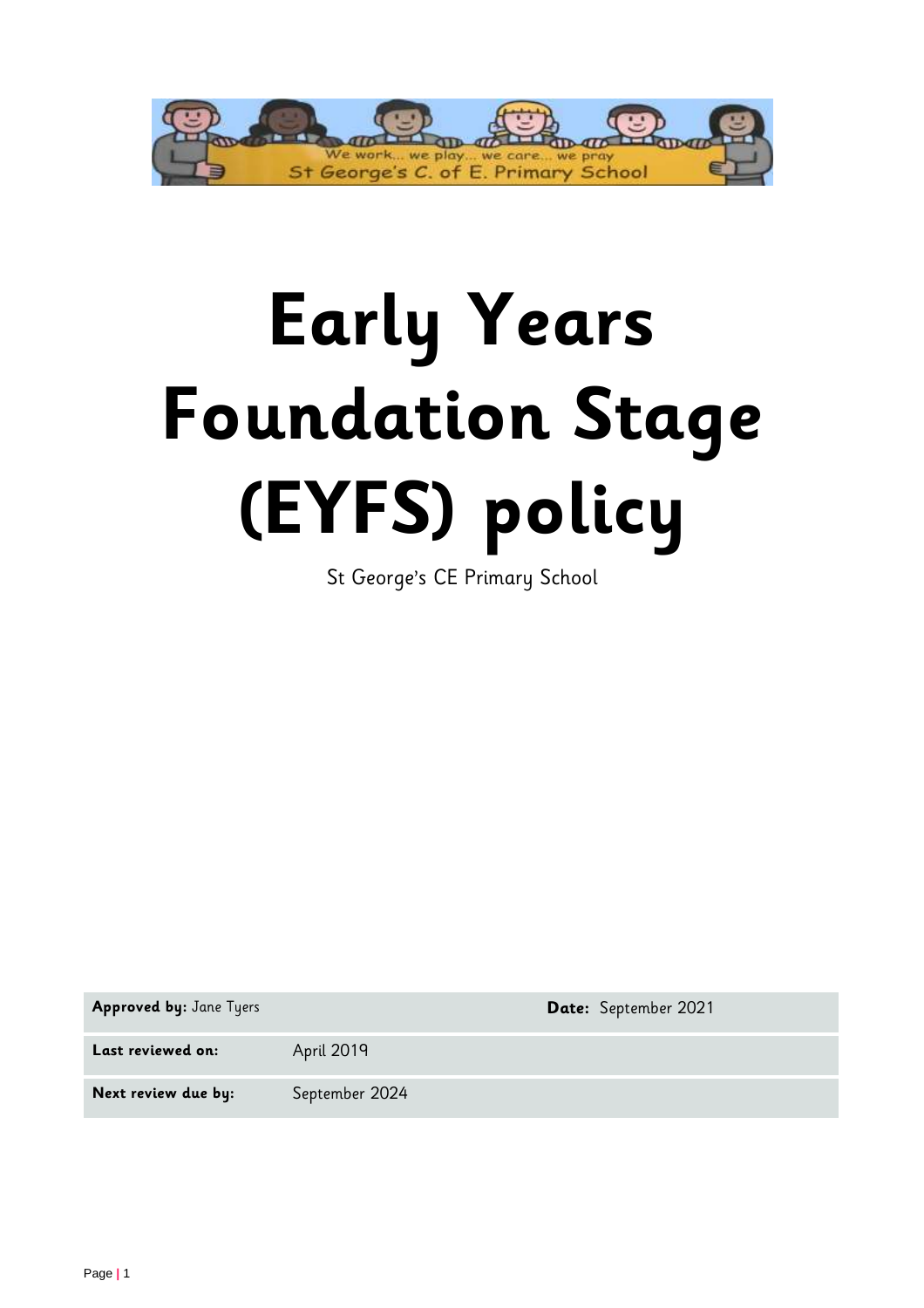# Early Years Foundation Stage (EYFS) policy

St George's CE Primary School

| **Approved by:** Jane Tyers | | **Date:** September 2021 |
|---|---|---|
| **Last reviewed on:** | April 2019 | |
| **Next review due by:** | September 2024 | |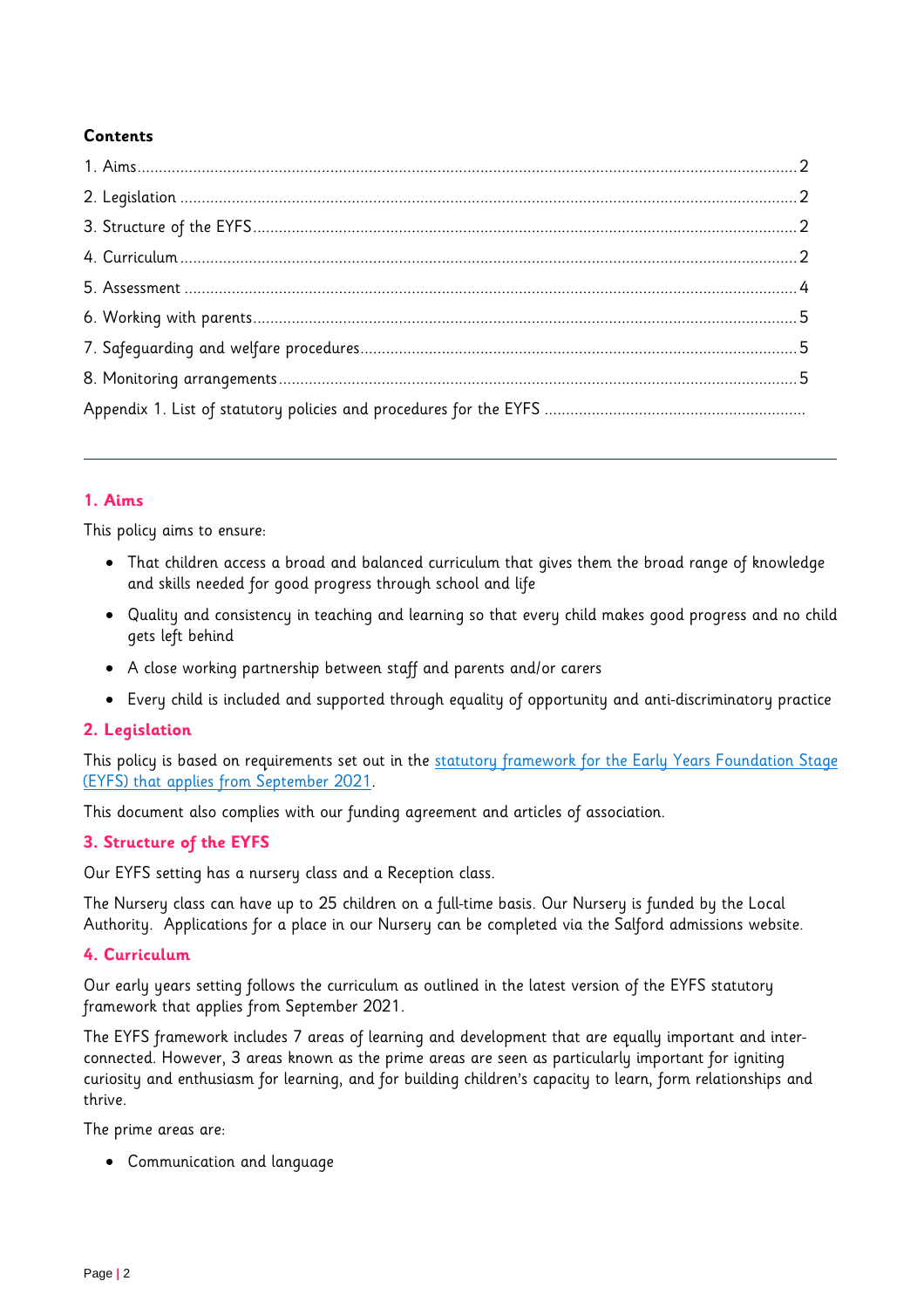**Contents**

1. Aims........................................................................................................................................ 2
2. Legislation .............................................................................................................................. 2
3. Structure of the EYFS ............................................................................................................. 2
4. Curriculum .............................................................................................................................. 2
5. Assessment ............................................................................................................................ 4
6. Working with parents .............................................................................................................. 5
7. Safeguarding and welfare procedures ..................................................................................... 5
8. Monitoring arrangements ........................................................................................................ 5

Appendix 1. List of statutory policies and procedures for the EYFS ..............................................

---

## 1. Aims

This policy aims to ensure:

- That children access a broad and balanced curriculum that gives them the broad range of knowledge and skills needed for good progress through school and life
- Quality and consistency in teaching and learning so that every child makes good progress and no child gets left behind
- A close working partnership between staff and parents and/or carers
- Every child is included and supported through equality of opportunity and anti-discriminatory practice

## 2. Legislation

This policy is based on requirements set out in the statutory framework for the Early Years Foundation Stage (EYFS) that applies from September 2021.

This document also complies with our funding agreement and articles of association.

## 3. Structure of the EYFS

Our EYFS setting has a nursery class and a Reception class.

The Nursery class can have up to 25 children on a full-time basis. Our Nursery is funded by the Local Authority. Applications for a place in our Nursery can be completed via the Salford admissions website.

## 4. Curriculum

Our early years setting follows the curriculum as outlined in the latest version of the EYFS statutory framework that applies from September 2021.

The EYFS framework includes 7 areas of learning and development that are equally important and inter-connected. However, 3 areas known as the prime areas are seen as particularly important for igniting curiosity and enthusiasm for learning, and for building children's capacity to learn, form relationships and thrive.

The prime areas are:

- Communication and language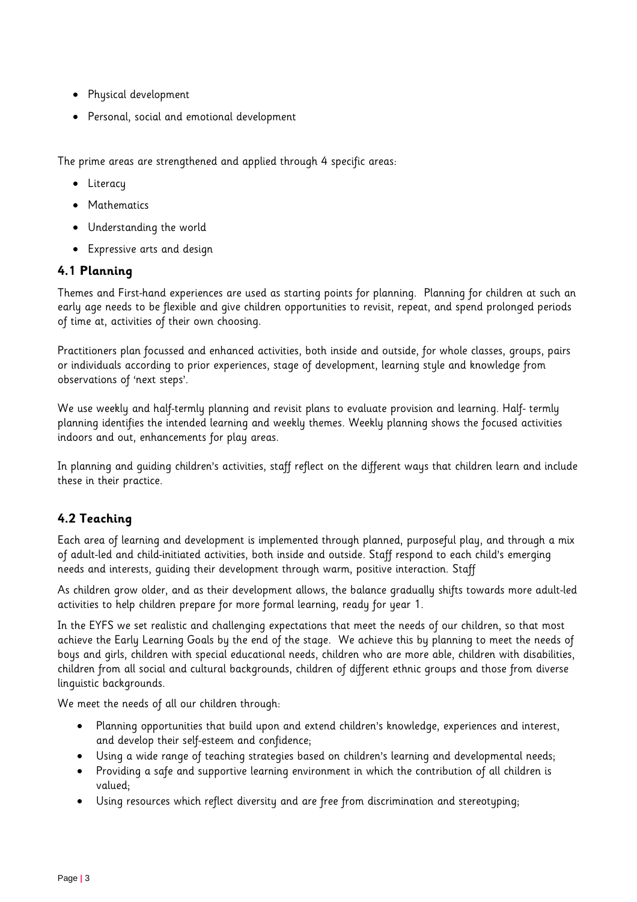- Physical development
- Personal, social and emotional development

The prime areas are strengthened and applied through 4 specific areas:

- Literacy
- Mathematics
- Understanding the world
- Expressive arts and design

### 4.1 Planning

Themes and First-hand experiences are used as starting points for planning. Planning for children at such an early age needs to be flexible and give children opportunities to revisit, repeat, and spend prolonged periods of time at, activities of their own choosing.

Practitioners plan focussed and enhanced activities, both inside and outside, for whole classes, groups, pairs or individuals according to prior experiences, stage of development, learning style and knowledge from observations of 'next steps'.

We use weekly and half-termly planning and revisit plans to evaluate provision and learning. Half- termly planning identifies the intended learning and weekly themes. Weekly planning shows the focused activities indoors and out, enhancements for play areas.

In planning and guiding children's activities, staff reflect on the different ways that children learn and include these in their practice.

### 4.2 Teaching

Each area of learning and development is implemented through planned, purposeful play, and through a mix of adult-led and child-initiated activities, both inside and outside. Staff respond to each child's emerging needs and interests, guiding their development through warm, positive interaction. Staff

As children grow older, and as their development allows, the balance gradually shifts towards more adult-led activities to help children prepare for more formal learning, ready for year 1.

In the EYFS we set realistic and challenging expectations that meet the needs of our children, so that most achieve the Early Learning Goals by the end of the stage. We achieve this by planning to meet the needs of boys and girls, children with special educational needs, children who are more able, children with disabilities, children from all social and cultural backgrounds, children of different ethnic groups and those from diverse linguistic backgrounds.

We meet the needs of all our children through:

- Planning opportunities that build upon and extend children's knowledge, experiences and interest, and develop their self-esteem and confidence;
- Using a wide range of teaching strategies based on children's learning and developmental needs;
- Providing a safe and supportive learning environment in which the contribution of all children is valued;
- Using resources which reflect diversity and are free from discrimination and stereotyping;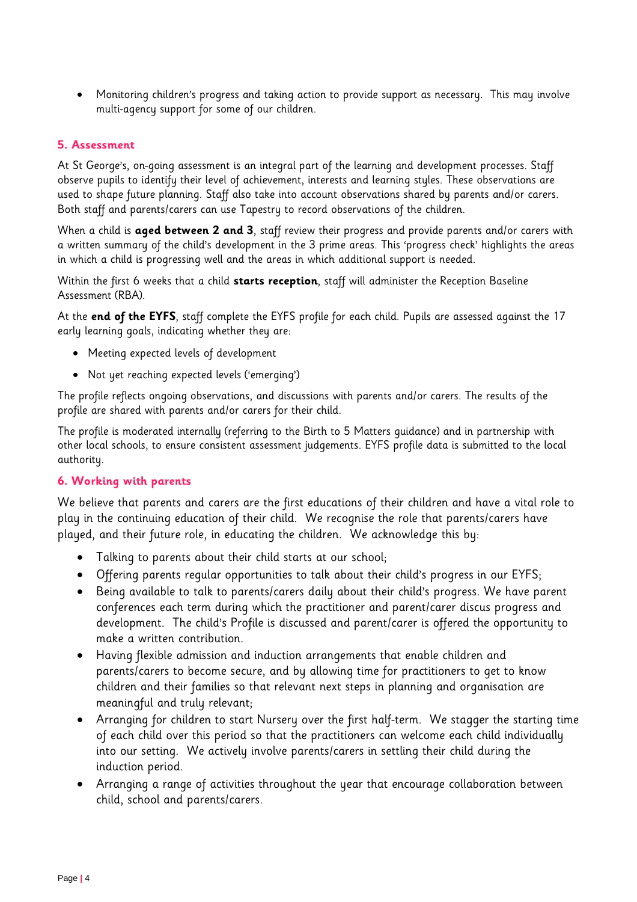- Monitoring children's progress and taking action to provide support as necessary. This may involve multi-agency support for some of our children.

## 5. Assessment

At St George's, on-going assessment is an integral part of the learning and development processes. Staff observe pupils to identify their level of achievement, interests and learning styles. These observations are used to shape future planning. Staff also take into account observations shared by parents and/or carers. Both staff and parents/carers can use Tapestry to record observations of the children.

When a child is **aged between 2 and 3**, staff review their progress and provide parents and/or carers with a written summary of the child's development in the 3 prime areas. This 'progress check' highlights the areas in which a child is progressing well and the areas in which additional support is needed.

Within the first 6 weeks that a child **starts reception**, staff will administer the Reception Baseline Assessment (RBA).

At the **end of the EYFS**, staff complete the EYFS profile for each child. Pupils are assessed against the 17 early learning goals, indicating whether they are:

- Meeting expected levels of development
- Not yet reaching expected levels ('emerging')

The profile reflects ongoing observations, and discussions with parents and/or carers. The results of the profile are shared with parents and/or carers for their child.

The profile is moderated internally (referring to the Birth to 5 Matters guidance) and in partnership with other local schools, to ensure consistent assessment judgements. EYFS profile data is submitted to the local authority.

## 6. Working with parents

We believe that parents and carers are the first educations of their children and have a vital role to play in the continuing education of their child. We recognise the role that parents/carers have played, and their future role, in educating the children. We acknowledge this by:

- Talking to parents about their child starts at our school;
- Offering parents regular opportunities to talk about their child's progress in our EYFS;
- Being available to talk to parents/carers daily about their child's progress. We have parent conferences each term during which the practitioner and parent/carer discus progress and development. The child's Profile is discussed and parent/carer is offered the opportunity to make a written contribution.
- Having flexible admission and induction arrangements that enable children and parents/carers to become secure, and by allowing time for practitioners to get to know children and their families so that relevant next steps in planning and organisation are meaningful and truly relevant;
- Arranging for children to start Nursery over the first half-term. We stagger the starting time of each child over this period so that the practitioners can welcome each child individually into our setting. We actively involve parents/carers in settling their child during the induction period.
- Arranging a range of activities throughout the year that encourage collaboration between child, school and parents/carers.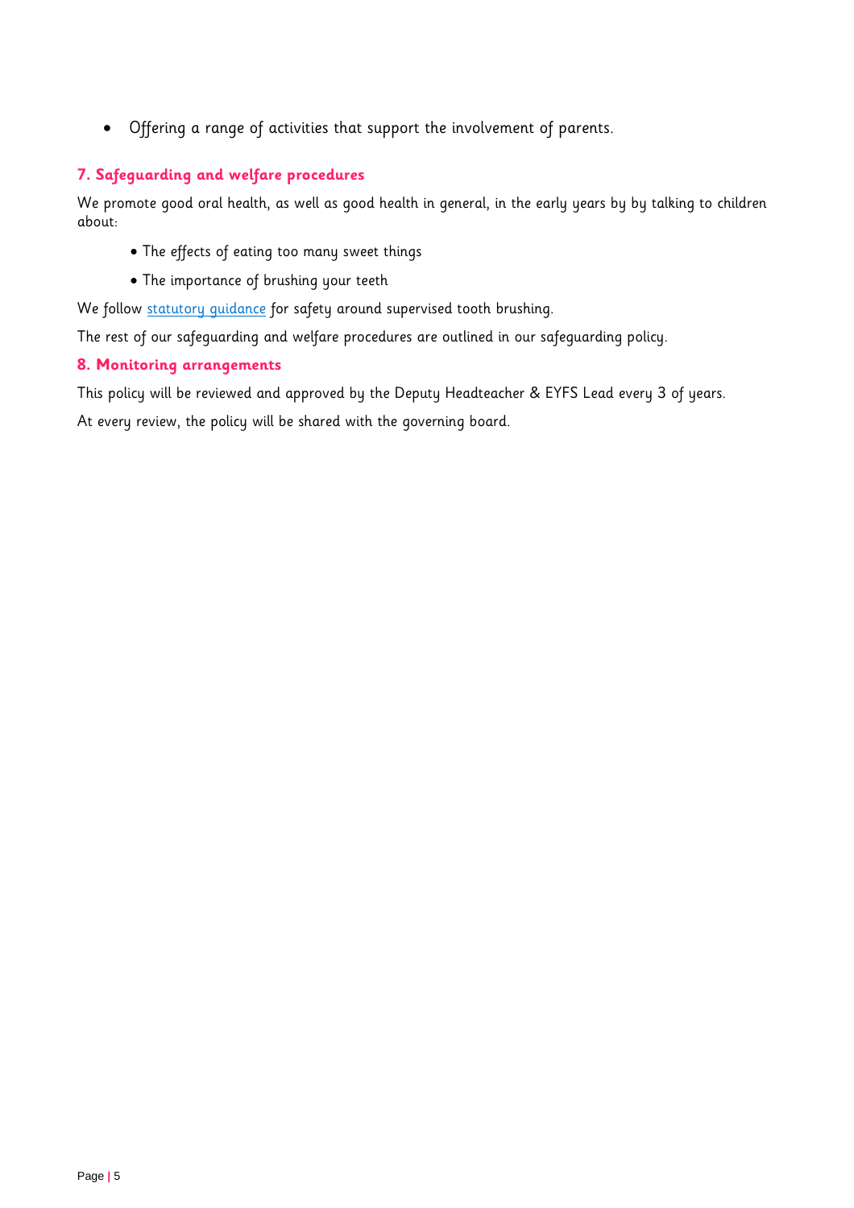- Offering a range of activities that support the involvement of parents.

## 7. Safeguarding and welfare procedures

We promote good oral health, as well as good health in general, in the early years by by talking to children about:

- The effects of eating too many sweet things
- The importance of brushing your teeth

We follow statutory guidance for safety around supervised tooth brushing.

The rest of our safeguarding and welfare procedures are outlined in our safeguarding policy.

## 8. Monitoring arrangements

This policy will be reviewed and approved by the Deputy Headteacher & EYFS Lead every 3 of years.

At every review, the policy will be shared with the governing board.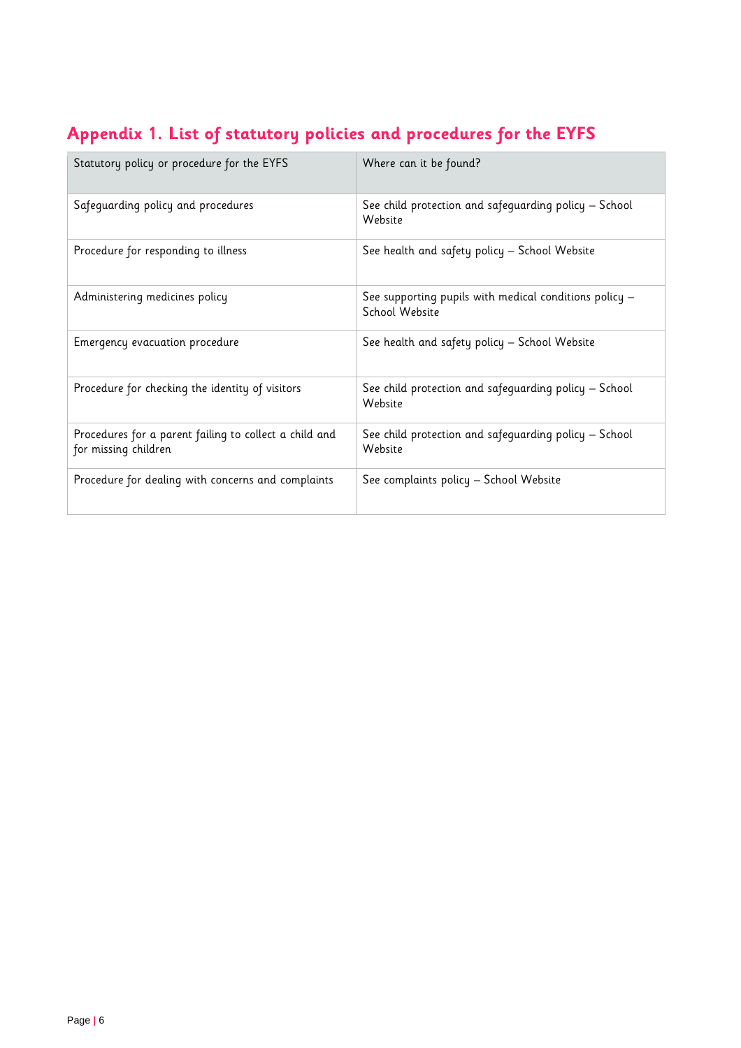## Appendix 1. List of statutory policies and procedures for the EYFS

| Statutory policy or procedure for the EYFS | Where can it be found? |
| --- | --- |
| Safeguarding policy and procedures | See child protection and safeguarding policy – School Website |
| Procedure for responding to illness | See health and safety policy – School Website |
| Administering medicines policy | See supporting pupils with medical conditions policy – School Website |
| Emergency evacuation procedure | See health and safety policy – School Website |
| Procedure for checking the identity of visitors | See child protection and safeguarding policy – School Website |
| Procedures for a parent failing to collect a child and for missing children | See child protection and safeguarding policy – School Website |
| Procedure for dealing with concerns and complaints | See complaints policy – School Website |